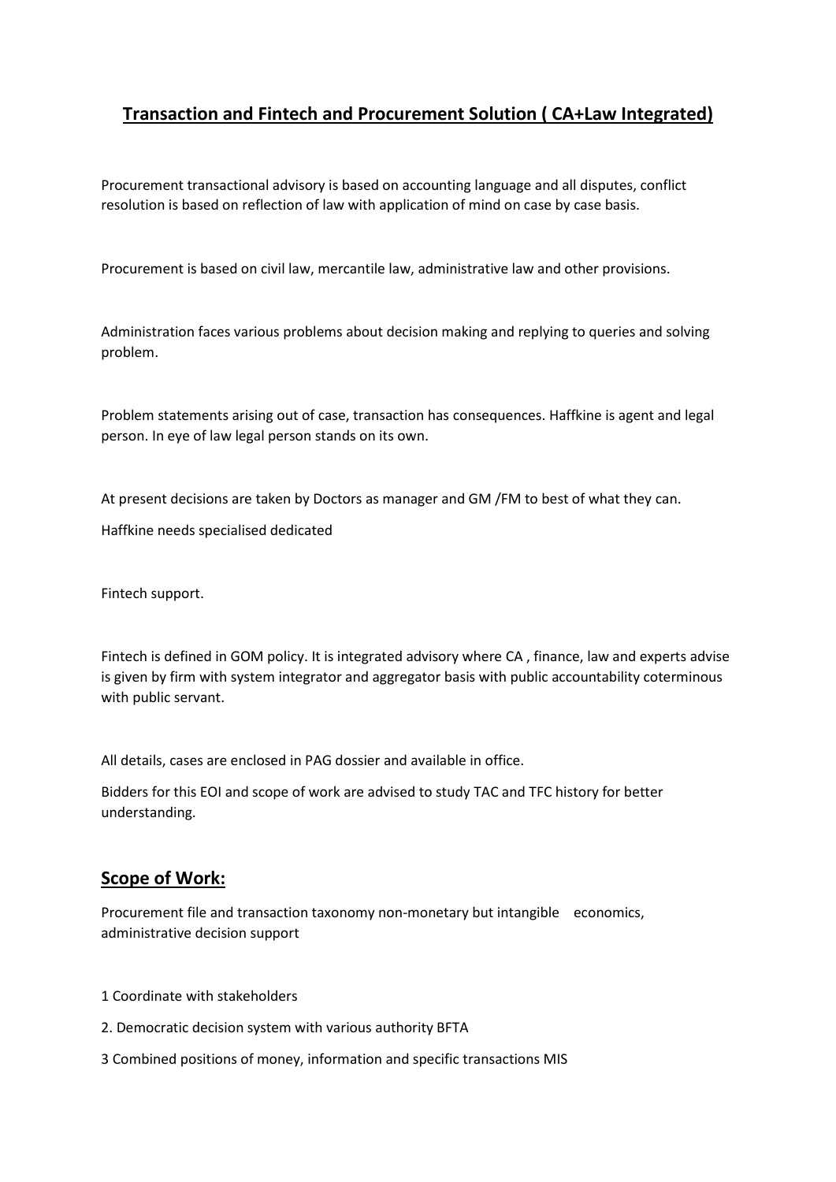## **Transaction and Fintech and Procurement Solution ( CA+Law Integrated)**

Procurement transactional advisory is based on accounting language and all disputes, conflict resolution is based on reflection of law with application of mind on case by case basis.

Procurement is based on civil law, mercantile law, administrative law and other provisions.

Administration faces various problems about decision making and replying to queries and solving problem.

Problem statements arising out of case, transaction has consequences. Haffkine is agent and legal person. In eye of law legal person stands on its own.

At present decisions are taken by Doctors as manager and GM /FM to best of what they can.

Haffkine needs specialised dedicated

Fintech support.

Fintech is defined in GOM policy. It is integrated advisory where CA , finance, law and experts advise is given by firm with system integrator and aggregator basis with public accountability coterminous with public servant.

All details, cases are enclosed in PAG dossier and available in office.

Bidders for this EOI and scope of work are advised to study TAC and TFC history for better understanding.

## **Scope of Work:**

Procurement file and transaction taxonomy non-monetary but intangible economics, administrative decision support

1 Coordinate with stakeholders

2. Democratic decision system with various authority BFTA

3 Combined positions of money, information and specific transactions MIS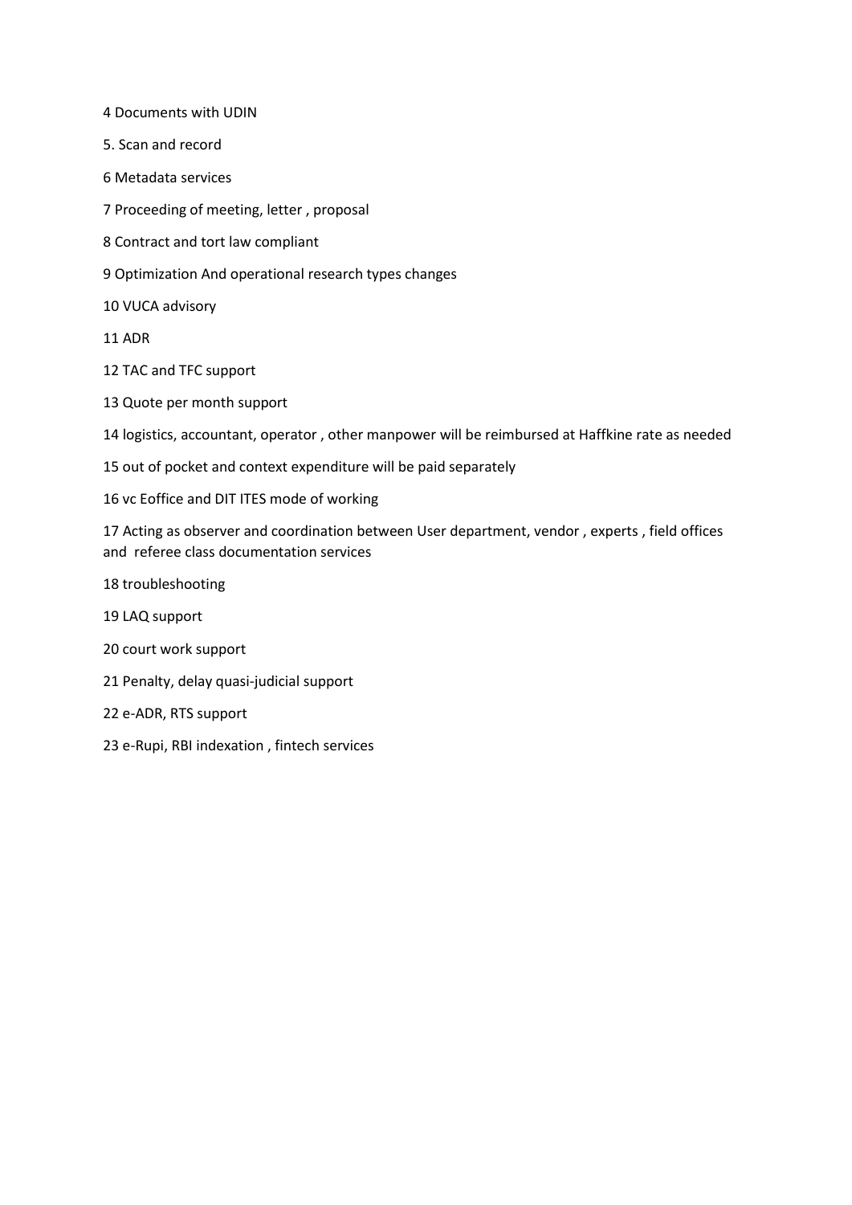4 Documents with UDIN

5. Scan and record

6 Metadata services

7 Proceeding of meeting, letter , proposal

8 Contract and tort law compliant

9 Optimization And operational research types changes

10 VUCA advisory

11 ADR

12 TAC and TFC support

13 Quote per month support

14 logistics, accountant, operator , other manpower will be reimbursed at Haffkine rate as needed

15 out of pocket and context expenditure will be paid separately

16 vc Eoffice and DIT ITES mode of working

17 Acting as observer and coordination between User department, vendor , experts , field offices and referee class documentation services

18 troubleshooting

19 LAQ support

20 court work support

21 Penalty, delay quasi-judicial support

22 e-ADR, RTS support

23 e-Rupi, RBI indexation , fintech services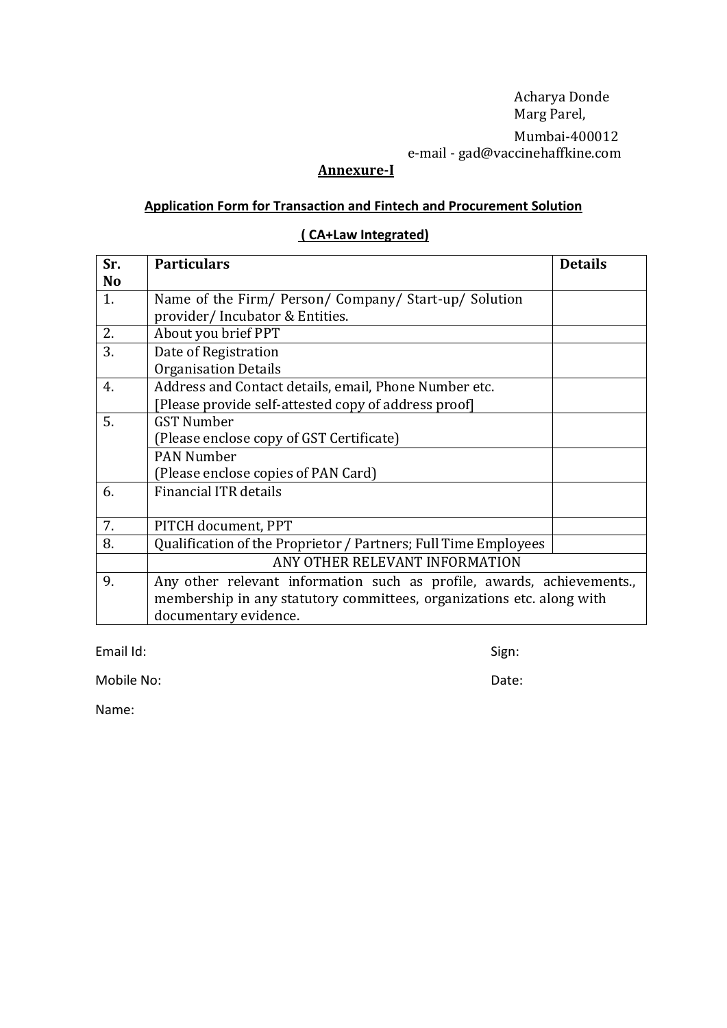Acharya Donde
Marg Parel,

Mumbai-400012
e-mail - gad@vaccinehaffkine.com

## Annexure-I

### Application Form for Transaction and Fintech and Procurement Solution

### ( CA+Law Integrated)

| Sr. No | Particulars | Details |
|---|---|---|
| 1. | Name of the Firm/ Person/ Company/ Start-up/ Solution provider/ Incubator & Entities. | |
| 2. | About you brief PPT | |
| 3. | Date of Registration<br>Organisation Details | |
| 4. | Address and Contact details, email, Phone Number etc.<br>[Please provide self-attested copy of address proof] | |
| 5. | GST Number<br>(Please enclose copy of GST Certificate) | |
| | PAN Number<br>(Please enclose copies of PAN Card) | |
| 6. | Financial ITR details | |
| 7. | PITCH document, PPT | |
| 8. | Qualification of the Proprietor / Partners; Full Time Employees | |
| | ANY OTHER RELEVANT INFORMATION | |
| 9. | Any other relevant information such as profile, awards, achievements., membership in any statutory committees, organizations etc. along with documentary evidence. | |

Email Id: Sign:

Mobile No: Date:

Name: